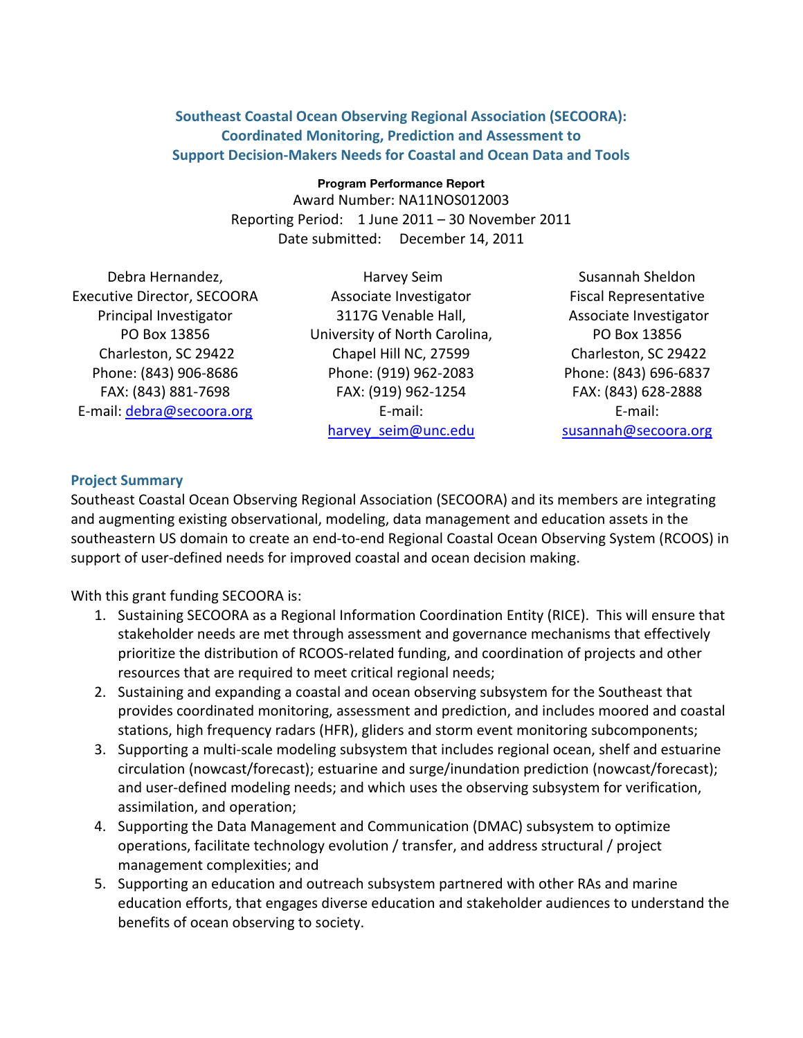# Southeast Coastal Ocean Observing Regional Association (SECOORA): Coordinated Monitoring, Prediction and Assessment to Support Decision-Makers Needs for Coastal and Ocean Data and Tools

**Program Performance Report**
Award Number: NA11NOS012003
Reporting Period: 1 June 2011 – 30 November 2011
Date submitted: December 14, 2011

Debra Hernandez,
Executive Director, SECOORA
Principal Investigator
PO Box 13856
Charleston, SC 29422
Phone: (843) 906-8686
FAX: (843) 881-7698
E-mail: debra@secoora.org

Harvey Seim
Associate Investigator
3117G Venable Hall,
University of North Carolina,
Chapel Hill NC, 27599
Phone: (919) 962-2083
FAX: (919) 962-1254
E-mail: harvey_seim@unc.edu

Susannah Sheldon
Fiscal Representative
Associate Investigator
PO Box 13856
Charleston, SC 29422
Phone: (843) 696-6837
FAX: (843) 628-2888
E-mail: susannah@secoora.org

## Project Summary

Southeast Coastal Ocean Observing Regional Association (SECOORA) and its members are integrating and augmenting existing observational, modeling, data management and education assets in the southeastern US domain to create an end-to-end Regional Coastal Ocean Observing System (RCOOS) in support of user-defined needs for improved coastal and ocean decision making.

With this grant funding SECOORA is:

1. Sustaining SECOORA as a Regional Information Coordination Entity (RICE). This will ensure that stakeholder needs are met through assessment and governance mechanisms that effectively prioritize the distribution of RCOOS-related funding, and coordination of projects and other resources that are required to meet critical regional needs;
2. Sustaining and expanding a coastal and ocean observing subsystem for the Southeast that provides coordinated monitoring, assessment and prediction, and includes moored and coastal stations, high frequency radars (HFR), gliders and storm event monitoring subcomponents;
3. Supporting a multi-scale modeling subsystem that includes regional ocean, shelf and estuarine circulation (nowcast/forecast); estuarine and surge/inundation prediction (nowcast/forecast); and user-defined modeling needs; and which uses the observing subsystem for verification, assimilation, and operation;
4. Supporting the Data Management and Communication (DMAC) subsystem to optimize operations, facilitate technology evolution / transfer, and address structural / project management complexities; and
5. Supporting an education and outreach subsystem partnered with other RAs and marine education efforts, that engages diverse education and stakeholder audiences to understand the benefits of ocean observing to society.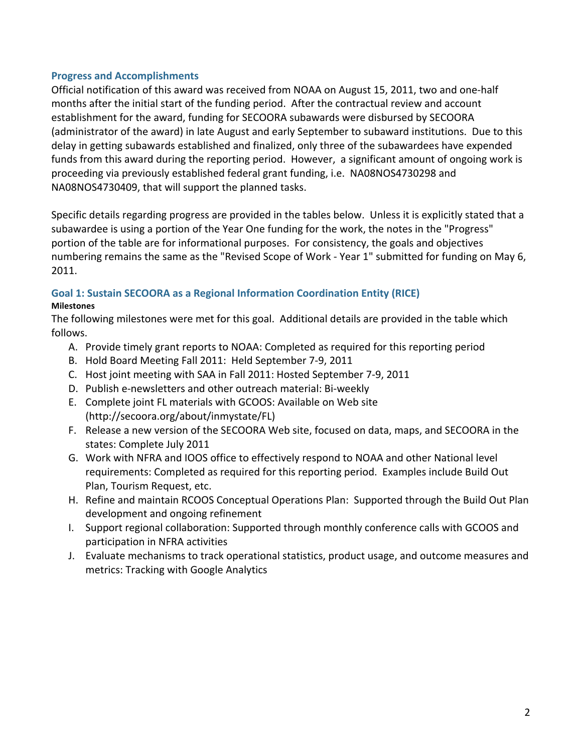## Progress and Accomplishments

Official notification of this award was received from NOAA on August 15, 2011, two and one-half months after the initial start of the funding period. After the contractual review and account establishment for the award, funding for SECOORA subawards were disbursed by SECOORA (administrator of the award) in late August and early September to subaward institutions. Due to this delay in getting subawards established and finalized, only three of the subawardees have expended funds from this award during the reporting period. However, a significant amount of ongoing work is proceeding via previously established federal grant funding, i.e. NA08NOS4730298 and NA08NOS4730409, that will support the planned tasks.

Specific details regarding progress are provided in the tables below. Unless it is explicitly stated that a subawardee is using a portion of the Year One funding for the work, the notes in the "Progress" portion of the table are for informational purposes. For consistency, the goals and objectives numbering remains the same as the "Revised Scope of Work - Year 1" submitted for funding on May 6, 2011.

## Goal 1: Sustain SECOORA as a Regional Information Coordination Entity (RICE)

**Milestones**

The following milestones were met for this goal. Additional details are provided in the table which follows.

A. Provide timely grant reports to NOAA: Completed as required for this reporting period
B. Hold Board Meeting Fall 2011: Held September 7-9, 2011
C. Host joint meeting with SAA in Fall 2011: Hosted September 7-9, 2011
D. Publish e-newsletters and other outreach material: Bi-weekly
E. Complete joint FL materials with GCOOS: Available on Web site (http://secoora.org/about/inmystate/FL)
F. Release a new version of the SECOORA Web site, focused on data, maps, and SECOORA in the states: Complete July 2011
G. Work with NFRA and IOOS office to effectively respond to NOAA and other National level requirements: Completed as required for this reporting period. Examples include Build Out Plan, Tourism Request, etc.
H. Refine and maintain RCOOS Conceptual Operations Plan: Supported through the Build Out Plan development and ongoing refinement
I. Support regional collaboration: Supported through monthly conference calls with GCOOS and participation in NFRA activities
J. Evaluate mechanisms to track operational statistics, product usage, and outcome measures and metrics: Tracking with Google Analytics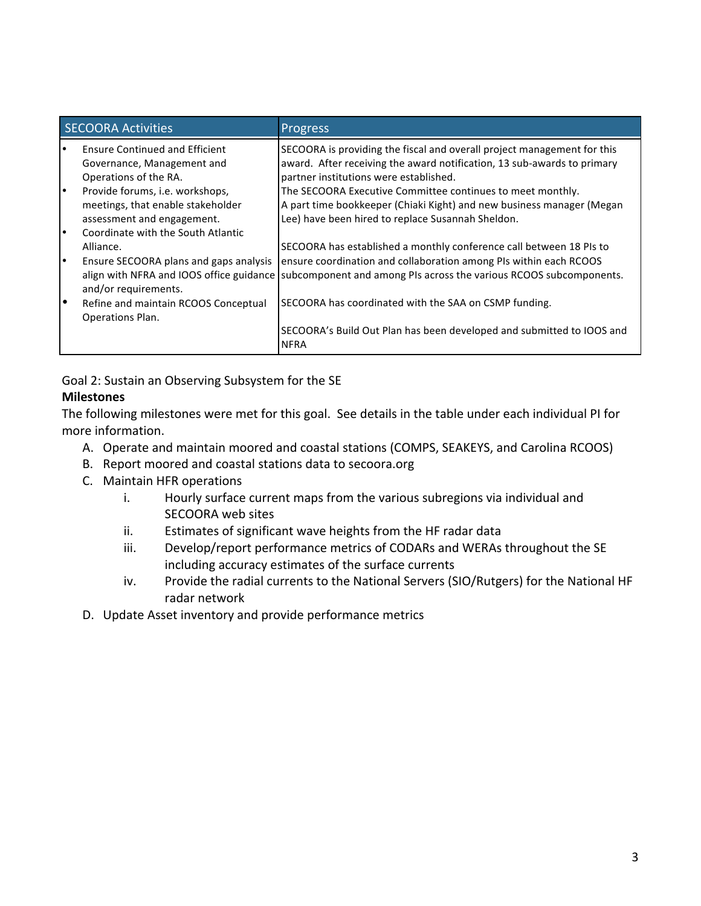| SECOORA Activities | Progress |
|---|---|
| • Ensure Continued and Efficient Governance, Management and Operations of the RA.<br>• Provide forums, i.e. workshops, meetings, that enable stakeholder assessment and engagement.<br>• Coordinate with the South Atlantic Alliance.<br>• Ensure SECOORA plans and gaps analysis align with NFRA and IOOS office guidance and/or requirements.<br>• Refine and maintain RCOOS Conceptual Operations Plan. | SECOORA is providing the fiscal and overall project management for this award. After receiving the award notification, 13 sub-awards to primary partner institutions were established.<br>The SECOORA Executive Committee continues to meet monthly.<br>A part time bookkeeper (Chiaki Kight) and new business manager (Megan Lee) have been hired to replace Susannah Sheldon.<br><br>SECOORA has established a monthly conference call between 18 PIs to ensure coordination and collaboration among PIs within each RCOOS subcomponent and among PIs across the various RCOOS subcomponents.<br><br>SECOORA has coordinated with the SAA on CSMP funding.<br><br>SECOORA's Build Out Plan has been developed and submitted to IOOS and NFRA |

Goal 2: Sustain an Observing Subsystem for the SE

**Milestones**

The following milestones were met for this goal. See details in the table under each individual PI for more information.

A. Operate and maintain moored and coastal stations (COMPS, SEAKEYS, and Carolina RCOOS)
B. Report moored and coastal stations data to secoora.org
C. Maintain HFR operations
    i. Hourly surface current maps from the various subregions via individual and SECOORA web sites
    ii. Estimates of significant wave heights from the HF radar data
    iii. Develop/report performance metrics of CODARs and WERAs throughout the SE including accuracy estimates of the surface currents
    iv. Provide the radial currents to the National Servers (SIO/Rutgers) for the National HF radar network
D. Update Asset inventory and provide performance metrics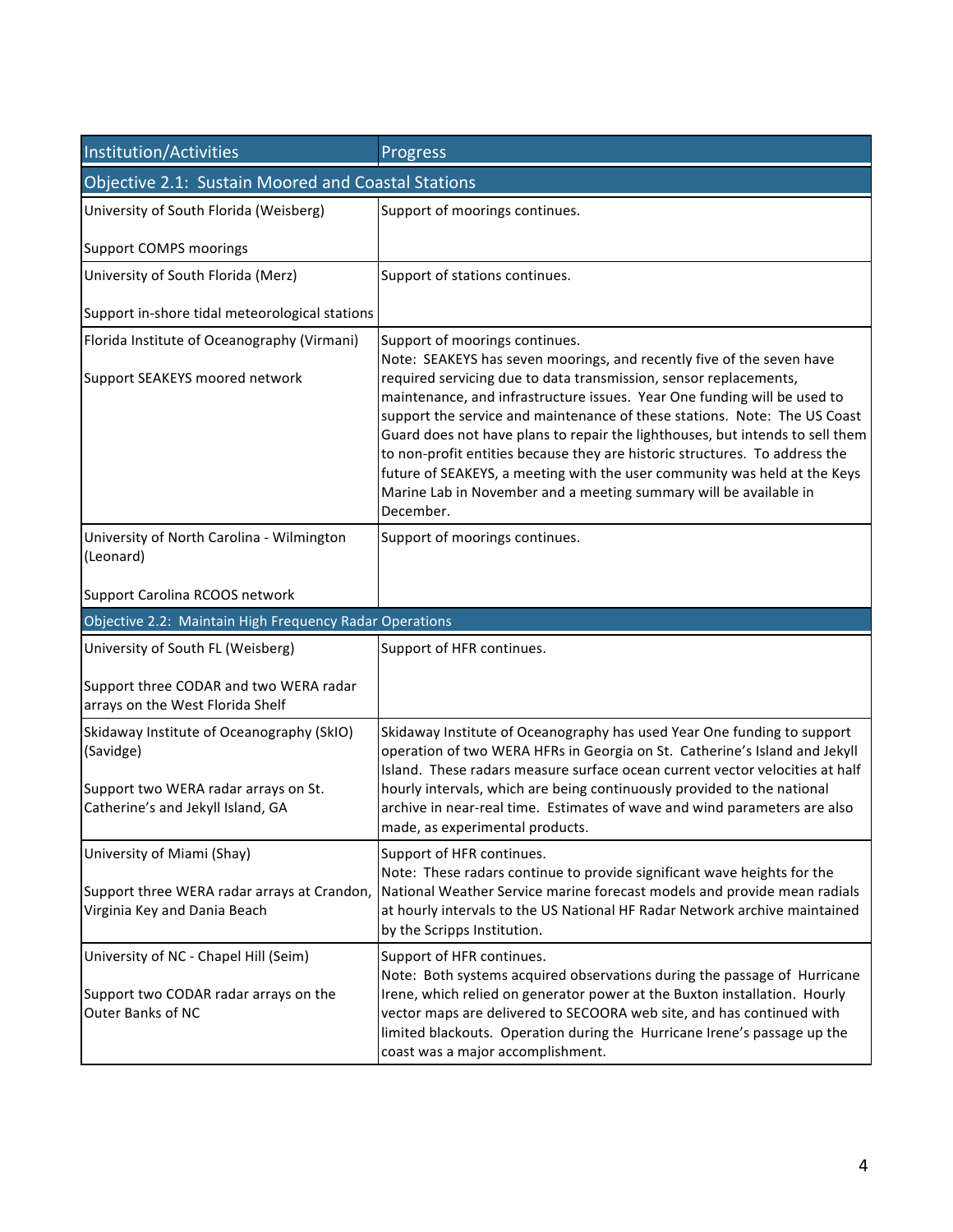| Institution/Activities | Progress |
|---|---|
| **Objective 2.1: Sustain Moored and Coastal Stations** | |
| University of South Florida (Weisberg)<br><br>Support COMPS moorings | Support of moorings continues. |
| University of South Florida (Merz)<br><br>Support in-shore tidal meteorological stations | Support of stations continues. |
| Florida Institute of Oceanography (Virmani)<br><br>Support SEAKEYS moored network | Support of moorings continues.<br>Note: SEAKEYS has seven moorings, and recently five of the seven have required servicing due to data transmission, sensor replacements, maintenance, and infrastructure issues. Year One funding will be used to support the service and maintenance of these stations. Note: The US Coast Guard does not have plans to repair the lighthouses, but intends to sell them to non-profit entities because they are historic structures. To address the future of SEAKEYS, a meeting with the user community was held at the Keys Marine Lab in November and a meeting summary will be available in December. |
| University of North Carolina - Wilmington (Leonard)<br><br>Support Carolina RCOOS network | Support of moorings continues. |
| **Objective 2.2: Maintain High Frequency Radar Operations** | |
| University of South FL (Weisberg)<br><br>Support three CODAR and two WERA radar arrays on the West Florida Shelf | Support of HFR continues. |
| Skidaway Institute of Oceanography (SkIO) (Savidge)<br><br>Support two WERA radar arrays on St. Catherine's and Jekyll Island, GA | Skidaway Institute of Oceanography has used Year One funding to support operation of two WERA HFRs in Georgia on St. Catherine's Island and Jekyll Island. These radars measure surface ocean current vector velocities at half hourly intervals, which are being continuously provided to the national archive in near-real time. Estimates of wave and wind parameters are also made, as experimental products. |
| University of Miami (Shay)<br><br>Support three WERA radar arrays at Crandon, Virginia Key and Dania Beach | Support of HFR continues.<br>Note: These radars continue to provide significant wave heights for the National Weather Service marine forecast models and provide mean radials at hourly intervals to the US National HF Radar Network archive maintained by the Scripps Institution. |
| University of NC - Chapel Hill (Seim)<br><br>Support two CODAR radar arrays on the Outer Banks of NC | Support of HFR continues.<br>Note: Both systems acquired observations during the passage of Hurricane Irene, which relied on generator power at the Buxton installation. Hourly vector maps are delivered to SECOORA web site, and has continued with limited blackouts. Operation during the Hurricane Irene's passage up the coast was a major accomplishment. |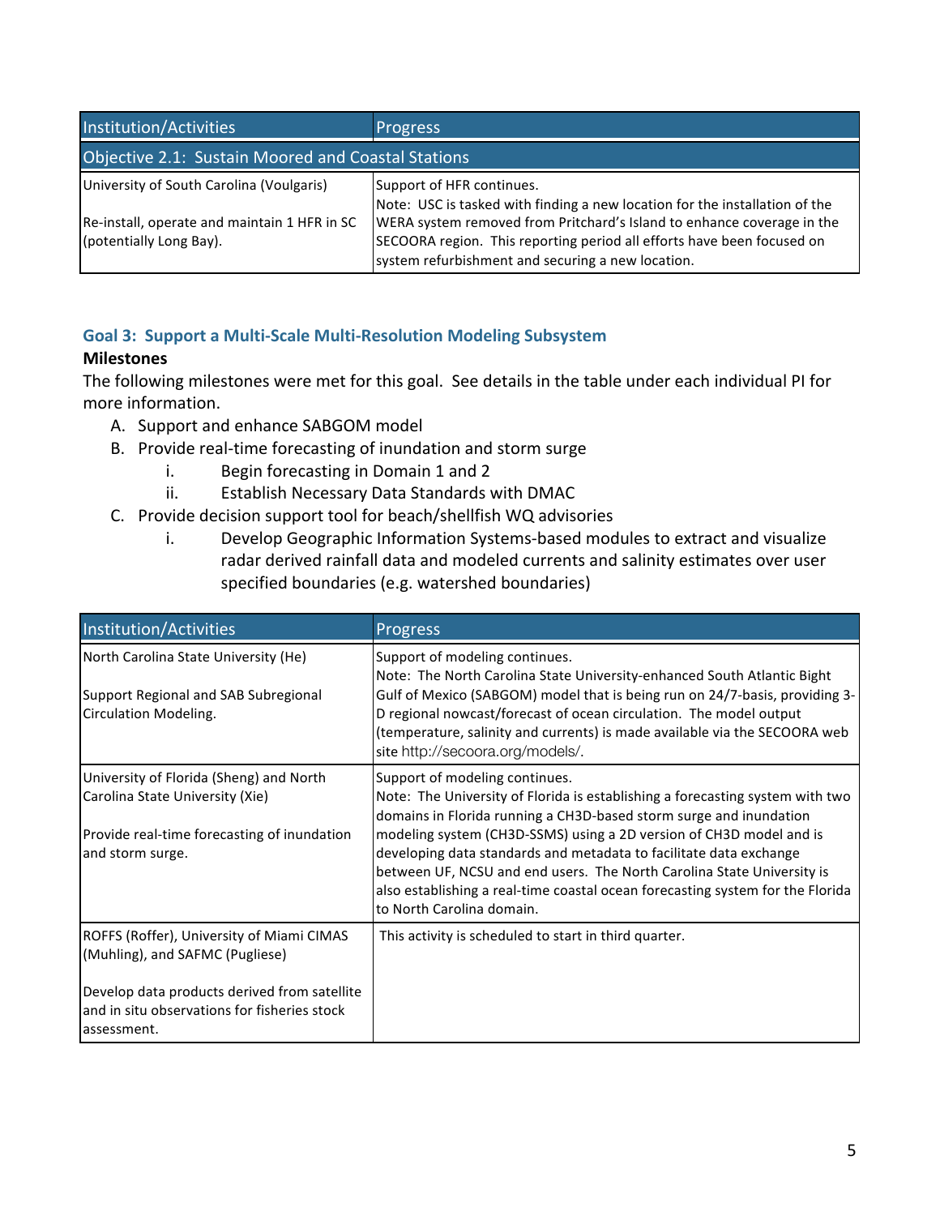| Institution/Activities | Progress |
|---|---|
| **Objective 2.1: Sustain Moored and Coastal Stations** | |
| University of South Carolina (Voulgaris)<br><br>Re-install, operate and maintain 1 HFR in SC (potentially Long Bay). | Support of HFR continues.<br>Note: USC is tasked with finding a new location for the installation of the WERA system removed from Pritchard's Island to enhance coverage in the SECOORA region. This reporting period all efforts have been focused on system refurbishment and securing a new location. |

## Goal 3: Support a Multi-Scale Multi-Resolution Modeling Subsystem

**Milestones**

The following milestones were met for this goal. See details in the table under each individual PI for more information.

A. Support and enhance SABGOM model
B. Provide real-time forecasting of inundation and storm surge
   i. Begin forecasting in Domain 1 and 2
   ii. Establish Necessary Data Standards with DMAC
C. Provide decision support tool for beach/shellfish WQ advisories
   i. Develop Geographic Information Systems-based modules to extract and visualize radar derived rainfall data and modeled currents and salinity estimates over user specified boundaries (e.g. watershed boundaries)

| Institution/Activities | Progress |
|---|---|
| North Carolina State University (He)<br><br>Support Regional and SAB Subregional Circulation Modeling. | Support of modeling continues.<br>Note: The North Carolina State University-enhanced South Atlantic Bight Gulf of Mexico (SABGOM) model that is being run on 24/7-basis, providing 3-D regional nowcast/forecast of ocean circulation. The model output (temperature, salinity and currents) is made available via the SECOORA web site http://secoora.org/models/. |
| University of Florida (Sheng) and North Carolina State University (Xie)<br><br>Provide real-time forecasting of inundation and storm surge. | Support of modeling continues.<br>Note: The University of Florida is establishing a forecasting system with two domains in Florida running a CH3D-based storm surge and inundation modeling system (CH3D-SSMS) using a 2D version of CH3D model and is developing data standards and metadata to facilitate data exchange between UF, NCSU and end users. The North Carolina State University is also establishing a real-time coastal ocean forecasting system for the Florida to North Carolina domain. |
| ROFFS (Roffer), University of Miami CIMAS (Muhling), and SAFMC (Pugliese)<br><br>Develop data products derived from satellite and in situ observations for fisheries stock assessment. | This activity is scheduled to start in third quarter. |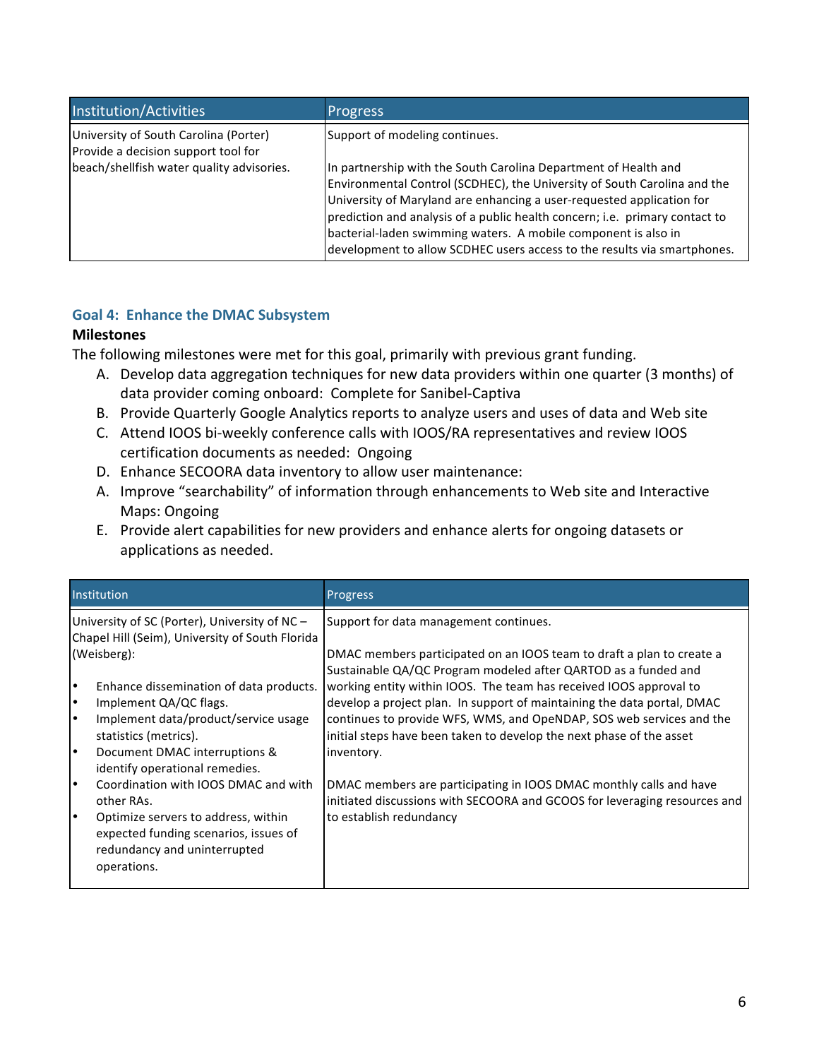| Institution/Activities | Progress |
|---|---|
| University of South Carolina (Porter)<br>Provide a decision support tool for beach/shellfish water quality advisories. | Support of modeling continues.<br><br>In partnership with the South Carolina Department of Health and Environmental Control (SCDHEC), the University of South Carolina and the University of Maryland are enhancing a user-requested application for prediction and analysis of a public health concern; i.e. primary contact to bacterial-laden swimming waters. A mobile component is also in development to allow SCDHEC users access to the results via smartphones. |

### Goal 4: Enhance the DMAC Subsystem

**Milestones**

The following milestones were met for this goal, primarily with previous grant funding.

A. Develop data aggregation techniques for new data providers within one quarter (3 months) of data provider coming onboard: Complete for Sanibel-Captiva
B. Provide Quarterly Google Analytics reports to analyze users and uses of data and Web site
C. Attend IOOS bi-weekly conference calls with IOOS/RA representatives and review IOOS certification documents as needed: Ongoing
D. Enhance SECOORA data inventory to allow user maintenance:
A. Improve "searchability" of information through enhancements to Web site and Interactive Maps: Ongoing
E. Provide alert capabilities for new providers and enhance alerts for ongoing datasets or applications as needed.

| Institution | Progress |
|---|---|
| University of SC (Porter), University of NC – Chapel Hill (Seim), University of South Florida (Weisberg):<br><br>• Enhance dissemination of data products.<br>• Implement QA/QC flags.<br>• Implement data/product/service usage statistics (metrics).<br>• Document DMAC interruptions & identify operational remedies.<br>• Coordination with IOOS DMAC and with other RAs.<br>• Optimize servers to address, within expected funding scenarios, issues of redundancy and uninterrupted operations. | Support for data management continues.<br><br>DMAC members participated on an IOOS team to draft a plan to create a Sustainable QA/QC Program modeled after QARTOD as a funded and working entity within IOOS. The team has received IOOS approval to develop a project plan. In support of maintaining the data portal, DMAC continues to provide WFS, WMS, and OpeNDAP, SOS web services and the initial steps have been taken to develop the next phase of the asset inventory.<br><br>DMAC members are participating in IOOS DMAC monthly calls and have initiated discussions with SECOORA and GCOOS for leveraging resources and to establish redundancy |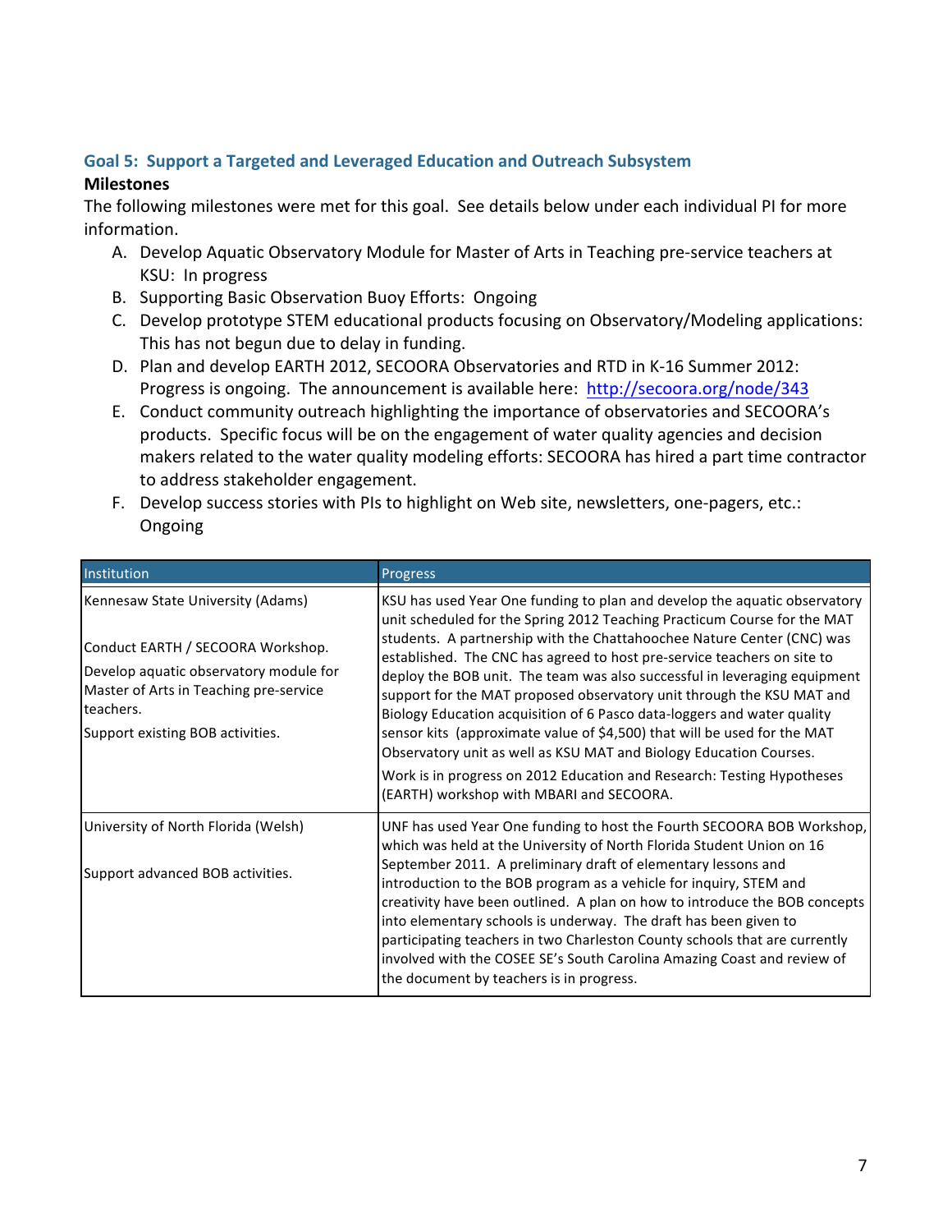## Goal 5: Support a Targeted and Leveraged Education and Outreach Subsystem

**Milestones**

The following milestones were met for this goal. See details below under each individual PI for more information.

A. Develop Aquatic Observatory Module for Master of Arts in Teaching pre-service teachers at KSU: In progress
B. Supporting Basic Observation Buoy Efforts: Ongoing
C. Develop prototype STEM educational products focusing on Observatory/Modeling applications: This has not begun due to delay in funding.
D. Plan and develop EARTH 2012, SECOORA Observatories and RTD in K-16 Summer 2012: Progress is ongoing. The announcement is available here: http://secoora.org/node/343
E. Conduct community outreach highlighting the importance of observatories and SECOORA's products. Specific focus will be on the engagement of water quality agencies and decision makers related to the water quality modeling efforts: SECOORA has hired a part time contractor to address stakeholder engagement.
F. Develop success stories with PIs to highlight on Web site, newsletters, one-pagers, etc.: Ongoing

| Institution | Progress |
|---|---|
| Kennesaw State University (Adams)<br><br>Conduct EARTH / SECOORA Workshop.<br>Develop aquatic observatory module for Master of Arts in Teaching pre-service teachers.<br>Support existing BOB activities. | KSU has used Year One funding to plan and develop the aquatic observatory unit scheduled for the Spring 2012 Teaching Practicum Course for the MAT students. A partnership with the Chattahoochee Nature Center (CNC) was established. The CNC has agreed to host pre-service teachers on site to deploy the BOB unit. The team was also successful in leveraging equipment support for the MAT proposed observatory unit through the KSU MAT and Biology Education acquisition of 6 Pasco data-loggers and water quality sensor kits (approximate value of $4,500) that will be used for the MAT Observatory unit as well as KSU MAT and Biology Education Courses.<br>Work is in progress on 2012 Education and Research: Testing Hypotheses (EARTH) workshop with MBARI and SECOORA. |
| University of North Florida (Welsh)<br><br>Support advanced BOB activities. | UNF has used Year One funding to host the Fourth SECOORA BOB Workshop, which was held at the University of North Florida Student Union on 16 September 2011. A preliminary draft of elementary lessons and introduction to the BOB program as a vehicle for inquiry, STEM and creativity have been outlined. A plan on how to introduce the BOB concepts into elementary schools is underway. The draft has been given to participating teachers in two Charleston County schools that are currently involved with the COSEE SE's South Carolina Amazing Coast and review of the document by teachers is in progress. |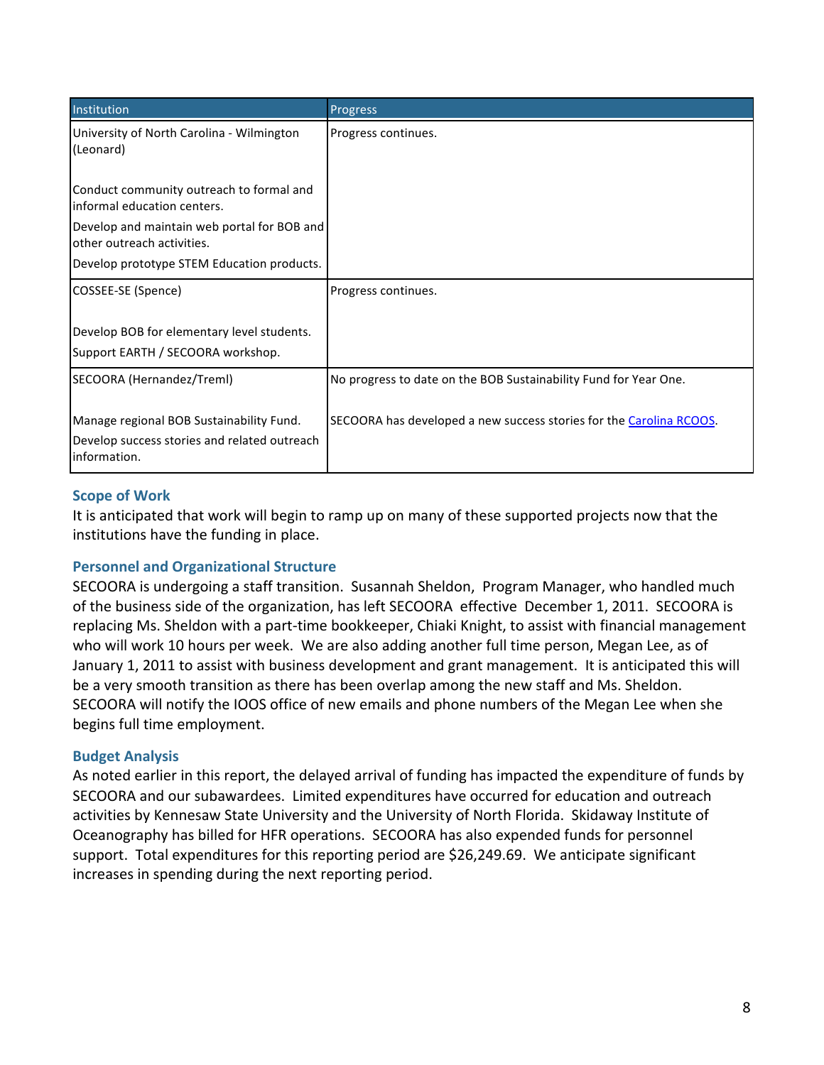| Institution | Progress |
| --- | --- |
| University of North Carolina - Wilmington (Leonard)<br><br>Conduct community outreach to formal and informal education centers.<br>Develop and maintain web portal for BOB and other outreach activities.<br>Develop prototype STEM Education products. | Progress continues. |
| COSSEE-SE (Spence)<br><br>Develop BOB for elementary level students.<br>Support EARTH / SECOORA workshop. | Progress continues. |
| SECOORA (Hernandez/Treml)<br><br>Manage regional BOB Sustainability Fund.<br>Develop success stories and related outreach information. | No progress to date on the BOB Sustainability Fund for Year One.<br><br>SECOORA has developed a new success stories for the Carolina RCOOS. |

### Scope of Work

It is anticipated that work will begin to ramp up on many of these supported projects now that the institutions have the funding in place.

### Personnel and Organizational Structure

SECOORA is undergoing a staff transition. Susannah Sheldon, Program Manager, who handled much of the business side of the organization, has left SECOORA effective December 1, 2011. SECOORA is replacing Ms. Sheldon with a part-time bookkeeper, Chiaki Knight, to assist with financial management who will work 10 hours per week. We are also adding another full time person, Megan Lee, as of January 1, 2011 to assist with business development and grant management. It is anticipated this will be a very smooth transition as there has been overlap among the new staff and Ms. Sheldon. SECOORA will notify the IOOS office of new emails and phone numbers of the Megan Lee when she begins full time employment.

### Budget Analysis

As noted earlier in this report, the delayed arrival of funding has impacted the expenditure of funds by SECOORA and our subawardees. Limited expenditures have occurred for education and outreach activities by Kennesaw State University and the University of North Florida. Skidaway Institute of Oceanography has billed for HFR operations. SECOORA has also expended funds for personnel support. Total expenditures for this reporting period are $26,249.69. We anticipate significant increases in spending during the next reporting period.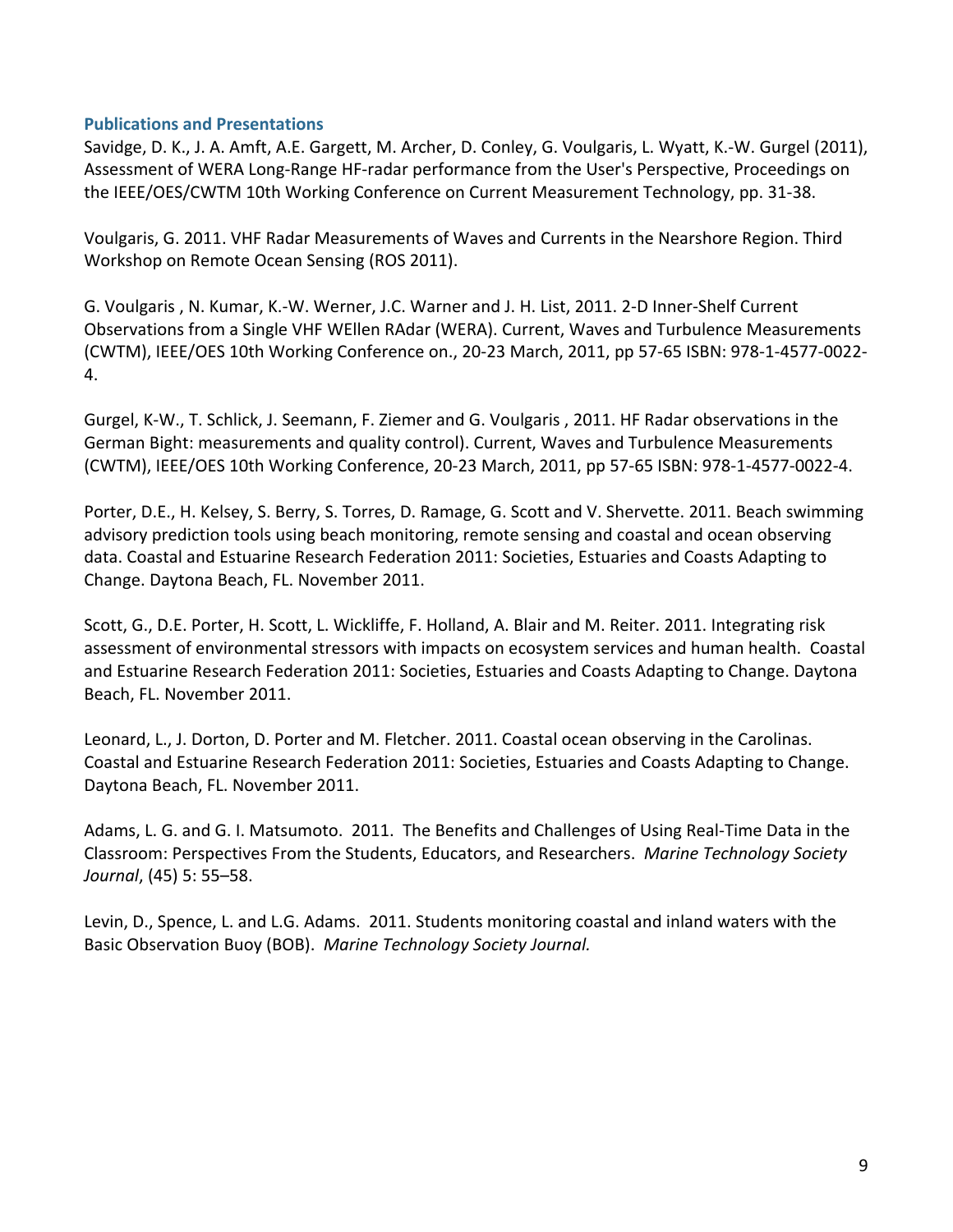### Publications and Presentations

Savidge, D. K., J. A. Amft, A.E. Gargett, M. Archer, D. Conley, G. Voulgaris, L. Wyatt, K.-W. Gurgel (2011), Assessment of WERA Long-Range HF-radar performance from the User's Perspective, Proceedings on the IEEE/OES/CWTM 10th Working Conference on Current Measurement Technology, pp. 31-38.

Voulgaris, G. 2011. VHF Radar Measurements of Waves and Currents in the Nearshore Region. Third Workshop on Remote Ocean Sensing (ROS 2011).

G. Voulgaris , N. Kumar, K.-W. Werner, J.C. Warner and J. H. List, 2011. 2-D Inner-Shelf Current Observations from a Single VHF WEllen RAdar (WERA). Current, Waves and Turbulence Measurements (CWTM), IEEE/OES 10th Working Conference on., 20-23 March, 2011, pp 57-65 ISBN: 978-1-4577-0022-4.

Gurgel, K-W., T. Schlick, J. Seemann, F. Ziemer and G. Voulgaris , 2011. HF Radar observations in the German Bight: measurements and quality control). Current, Waves and Turbulence Measurements (CWTM), IEEE/OES 10th Working Conference, 20-23 March, 2011, pp 57-65 ISBN: 978-1-4577-0022-4.

Porter, D.E., H. Kelsey, S. Berry, S. Torres, D. Ramage, G. Scott and V. Shervette. 2011. Beach swimming advisory prediction tools using beach monitoring, remote sensing and coastal and ocean observing data. Coastal and Estuarine Research Federation 2011: Societies, Estuaries and Coasts Adapting to Change. Daytona Beach, FL. November 2011.

Scott, G., D.E. Porter, H. Scott, L. Wickliffe, F. Holland, A. Blair and M. Reiter. 2011. Integrating risk assessment of environmental stressors with impacts on ecosystem services and human health. Coastal and Estuarine Research Federation 2011: Societies, Estuaries and Coasts Adapting to Change. Daytona Beach, FL. November 2011.

Leonard, L., J. Dorton, D. Porter and M. Fletcher. 2011. Coastal ocean observing in the Carolinas. Coastal and Estuarine Research Federation 2011: Societies, Estuaries and Coasts Adapting to Change. Daytona Beach, FL. November 2011.

Adams, L. G. and G. I. Matsumoto. 2011. The Benefits and Challenges of Using Real-Time Data in the Classroom: Perspectives From the Students, Educators, and Researchers. *Marine Technology Society Journal*, (45) 5: 55–58.

Levin, D., Spence, L. and L.G. Adams. 2011. Students monitoring coastal and inland waters with the Basic Observation Buoy (BOB). *Marine Technology Society Journal.*